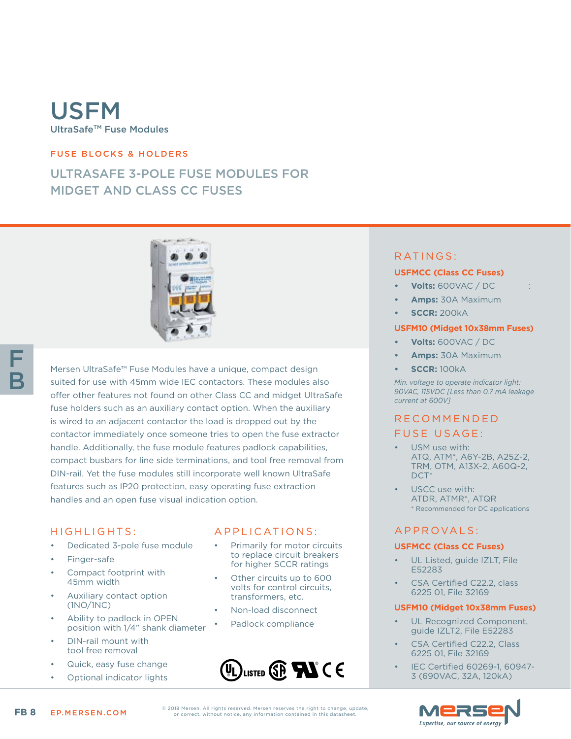# USFM

UltraSafe™ Fuse Modules

FUSE BLOCKS & HOLDERS

## ULTRASAFE 3-POLE FUSE MODULES FOR MIDGET AND CLASS CC FUSES

Mersen UltraSafe™ Fuse Modules have a unique, compact design suited for use with 45mm wide IEC contactors. These modules also offer other features not found on other Class CC and midget UltraSafe fuse holders such as an auxiliary contact option. When the auxiliary is wired to an adjacent contactor the load is dropped out by the contactor immediately once someone tries to open the fuse extractor handle. Additionally, the fuse module features padlock capabilities, compact busbars for line side terminations, and tool free removal from DIN-rail. Yet the fuse modules still incorporate well known UltraSafe features such as IP20 protection, easy operating fuse extraction handles and an open fuse visual indication option.

### HIGHLIGHTS:

- Dedicated 3-pole fuse module
- Finger-safe
- Compact footprint with 45mm width
- Auxiliary contact option (1NO/1NC)
- Ability to padlock in OPEN position with 1/4" shank diameter
- DIN-rail mount with tool free removal
- Quick, easy fuse change
- Optional indicator lights

### APPLICATIONS:

- Primarily for motor circuits to replace circuit breakers for higher SCCR ratings
- Other circuits up to 600 volts for control circuits, transformers, etc.
- Non-load disconnect
- Padlock compliance

### RATINGS:

**USFMCC (Class CC Fuses)**

- **Volts:** 600VAC / DC
- **Amps:** 30A Maximum
- **SCCR:** 200kA

**USFM10 (Midget 10x38mm Fuses)**

- **Volts:** 600VAC / DC
- **Amps:** 30A Maximum
- **SCCR:** 100kA

*Min. voltage to operate indicator light: 90VAC, 115VDC [Less than 0.7 mA leakage current at 600V]*

### RECOMMENDED FUSE USAGE:

- USM use with: ATQ, ATM*, A6Y-2B, A25Z-2, TRM, OTM, A13X-2, A60Q-2, DCT*
- USCC use with: ATDR, ATMR*, ATQR

\* Recommended for DC applications

### APPROVALS:

**USFMCC (Class CC Fuses)**

- UL Listed, guide IZLT, File E52283
- CSA Certified C22.2, class 6225 01, File 32169

**USFM10 (Midget 10x38mm Fuses)**

- UL Recognized Component, guide IZLT2, File E52283
- CSA Certified C22.2, Class 6225 01, File 32169
- IEC Certified 60269-1, 60947-3 (690VAC, 32A, 120kA)

EP.MERSEN.COM

© 2018 Mersen. All rights reserved. Mersen reserves the right to change, update, or correct, without notice, any information contained in this datasheet.

Expertise, our source of energy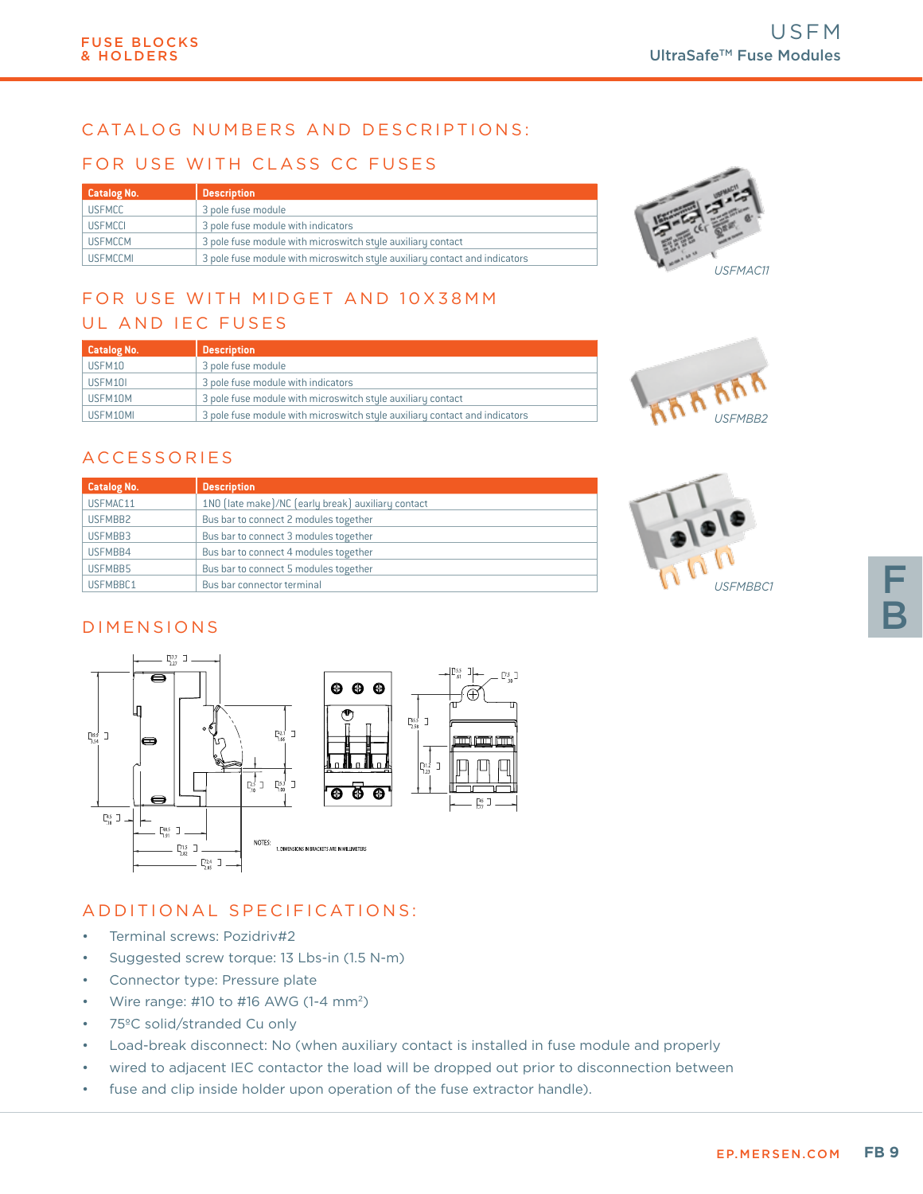## CATALOG NUMBERS AND DESCRIPTIONS:

### FOR USE WITH CLASS CC FUSES

| Catalog No. | Description |
|---|---|
| USFMCC | 3 pole fuse module |
| USFMCCI | 3 pole fuse module with indicators |
| USFMCCM | 3 pole fuse module with microswitch style auxiliary contact |
| USFMCCMI | 3 pole fuse module with microswitch style auxiliary contact and indicators |

USFMAC11

### FOR USE WITH MIDGET AND 10X38MM UL AND IEC FUSES

| Catalog No. | Description |
|---|---|
| USFM10 | 3 pole fuse module |
| USFM10I | 3 pole fuse module with indicators |
| USFM10M | 3 pole fuse module with microswitch style auxiliary contact |
| USFM10MI | 3 pole fuse module with microswitch style auxiliary contact and indicators |

USFMBB2

## ACCESSORIES

| Catalog No. | Description |
|---|---|
| USFMAC11 | 1NO (late make)/NC (early break) auxiliary contact |
| USFMBB2 | Bus bar to connect 2 modules together |
| USFMBB3 | Bus bar to connect 3 modules together |
| USFMBB4 | Bus bar to connect 4 modules together |
| USFMBB5 | Bus bar to connect 5 modules together |
| USFMBBC1 | Bus bar connector terminal |

USFMBBC1

## DIMENSIONS

NOTES:
1. DIMENSIONS IN BRACKETS ARE IN MILLIMETERS

## ADDITIONAL SPECIFICATIONS:

- Terminal screws: Pozidriv#2
- Suggested screw torque: 13 Lbs-in (1.5 N-m)
- Connector type: Pressure plate
- Wire range: #10 to #16 AWG (1-4 mm²)
- 75ºC solid/stranded Cu only
- Load-break disconnect: No (when auxiliary contact is installed in fuse module and properly
- wired to adjacent IEC contactor the load will be dropped out prior to disconnection between
- fuse and clip inside holder upon operation of the fuse extractor handle).